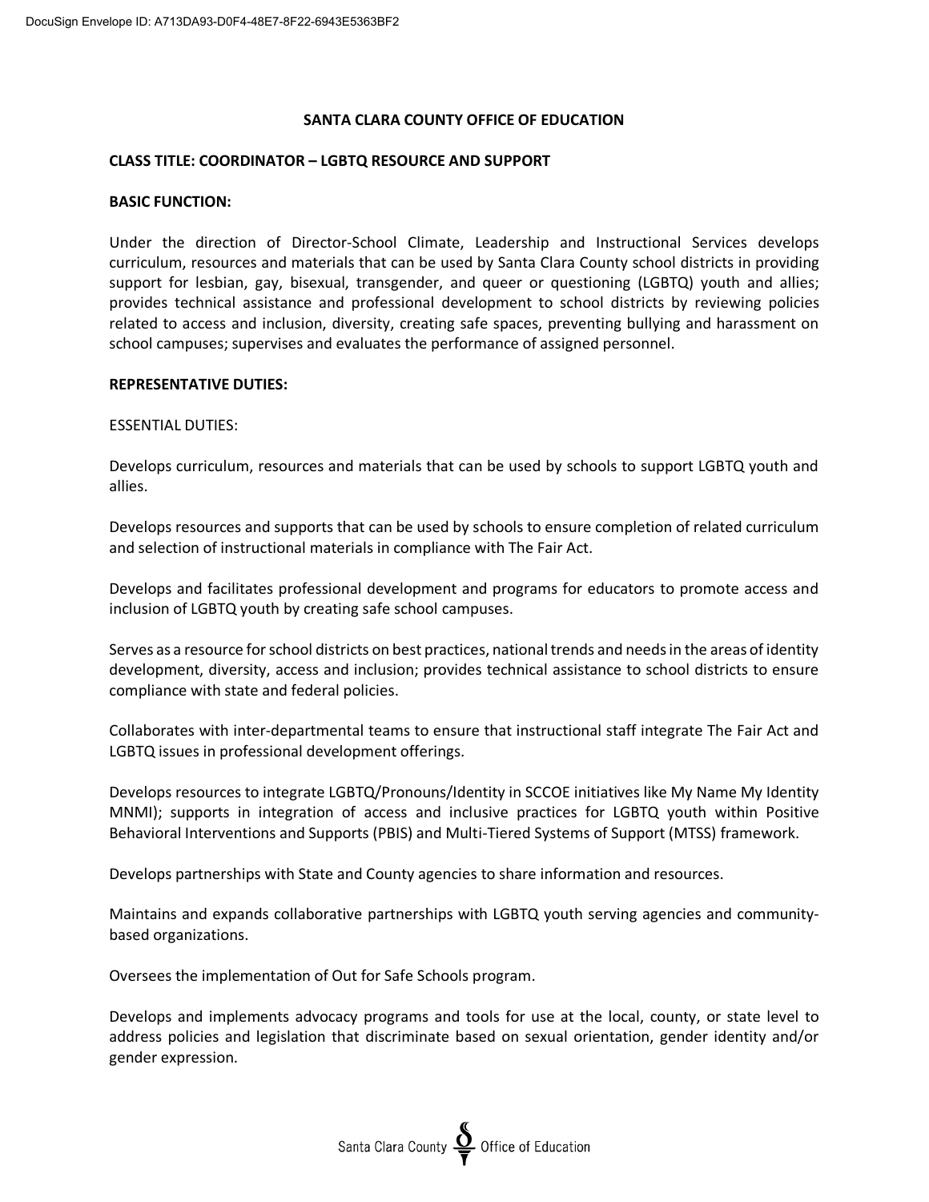# SANTA CLARA COUNTY OFFICE OF EDUCATION

## CLASS TITLE: COORDINATOR – LGBTQ RESOURCE AND SUPPORT

### BASIC FUNCTION:

Under the direction of Director-School Climate, Leadership and Instructional Services develops curriculum, resources and materials that can be used by Santa Clara County school districts in providing support for lesbian, gay, bisexual, transgender, and queer or questioning (LGBTQ) youth and allies; provides technical assistance and professional development to school districts by reviewing policies related to access and inclusion, diversity, creating safe spaces, preventing bullying and harassment on school campuses; supervises and evaluates the performance of assigned personnel.

### REPRESENTATIVE DUTIES:

ESSENTIAL DUTIES:

Develops curriculum, resources and materials that can be used by schools to support LGBTQ youth and allies.

Develops resources and supports that can be used by schools to ensure completion of related curriculum and selection of instructional materials in compliance with The Fair Act.

Develops and facilitates professional development and programs for educators to promote access and inclusion of LGBTQ youth by creating safe school campuses.

Serves as a resource for school districts on best practices, national trends and needs in the areas of identity development, diversity, access and inclusion; provides technical assistance to school districts to ensure compliance with state and federal policies.

Collaborates with inter-departmental teams to ensure that instructional staff integrate The Fair Act and LGBTQ issues in professional development offerings.

Develops resources to integrate LGBTQ/Pronouns/Identity in SCCOE initiatives like My Name My Identity MNMI); supports in integration of access and inclusive practices for LGBTQ youth within Positive Behavioral Interventions and Supports (PBIS) and Multi-Tiered Systems of Support (MTSS) framework.

Develops partnerships with State and County agencies to share information and resources.

Maintains and expands collaborative partnerships with LGBTQ youth serving agencies and community-based organizations.

Oversees the implementation of Out for Safe Schools program.

Develops and implements advocacy programs and tools for use at the local, county, or state level to address policies and legislation that discriminate based on sexual orientation, gender identity and/or gender expression.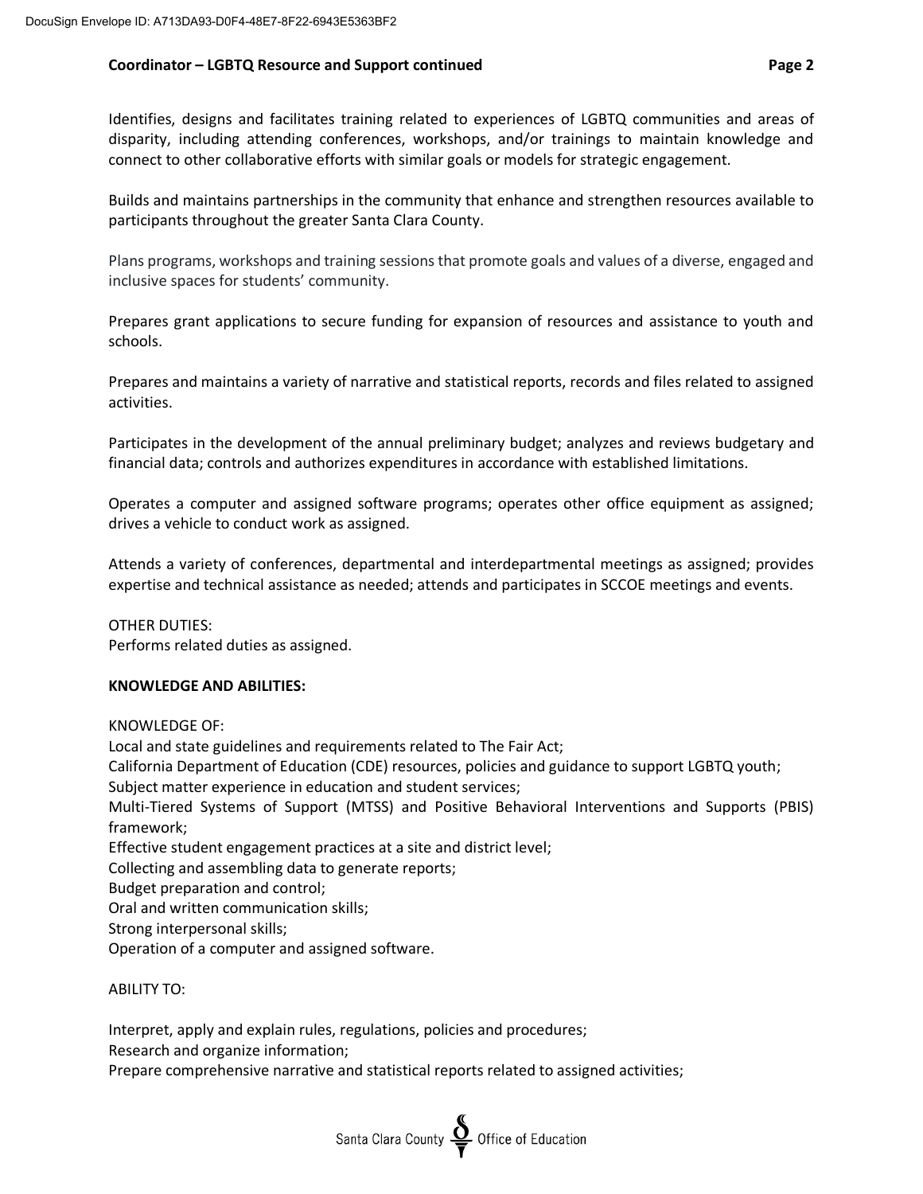Identifies, designs and facilitates training related to experiences of LGBTQ communities and areas of disparity, including attending conferences, workshops, and/or trainings to maintain knowledge and connect to other collaborative efforts with similar goals or models for strategic engagement.

Builds and maintains partnerships in the community that enhance and strengthen resources available to participants throughout the greater Santa Clara County.

Plans programs, workshops and training sessions that promote goals and values of a diverse, engaged and inclusive spaces for students' community.

Prepares grant applications to secure funding for expansion of resources and assistance to youth and schools.

Prepares and maintains a variety of narrative and statistical reports, records and files related to assigned activities.

Participates in the development of the annual preliminary budget; analyzes and reviews budgetary and financial data; controls and authorizes expenditures in accordance with established limitations.

Operates a computer and assigned software programs; operates other office equipment as assigned; drives a vehicle to conduct work as assigned.

Attends a variety of conferences, departmental and interdepartmental meetings as assigned; provides expertise and technical assistance as needed; attends and participates in SCCOE meetings and events.

OTHER DUTIES:
Performs related duties as assigned.

**KNOWLEDGE AND ABILITIES:**

KNOWLEDGE OF:
Local and state guidelines and requirements related to The Fair Act;
California Department of Education (CDE) resources, policies and guidance to support LGBTQ youth;
Subject matter experience in education and student services;
Multi-Tiered Systems of Support (MTSS) and Positive Behavioral Interventions and Supports (PBIS) framework;
Effective student engagement practices at a site and district level;
Collecting and assembling data to generate reports;
Budget preparation and control;
Oral and written communication skills;
Strong interpersonal skills;
Operation of a computer and assigned software.

ABILITY TO:

Interpret, apply and explain rules, regulations, policies and procedures;
Research and organize information;
Prepare comprehensive narrative and statistical reports related to assigned activities;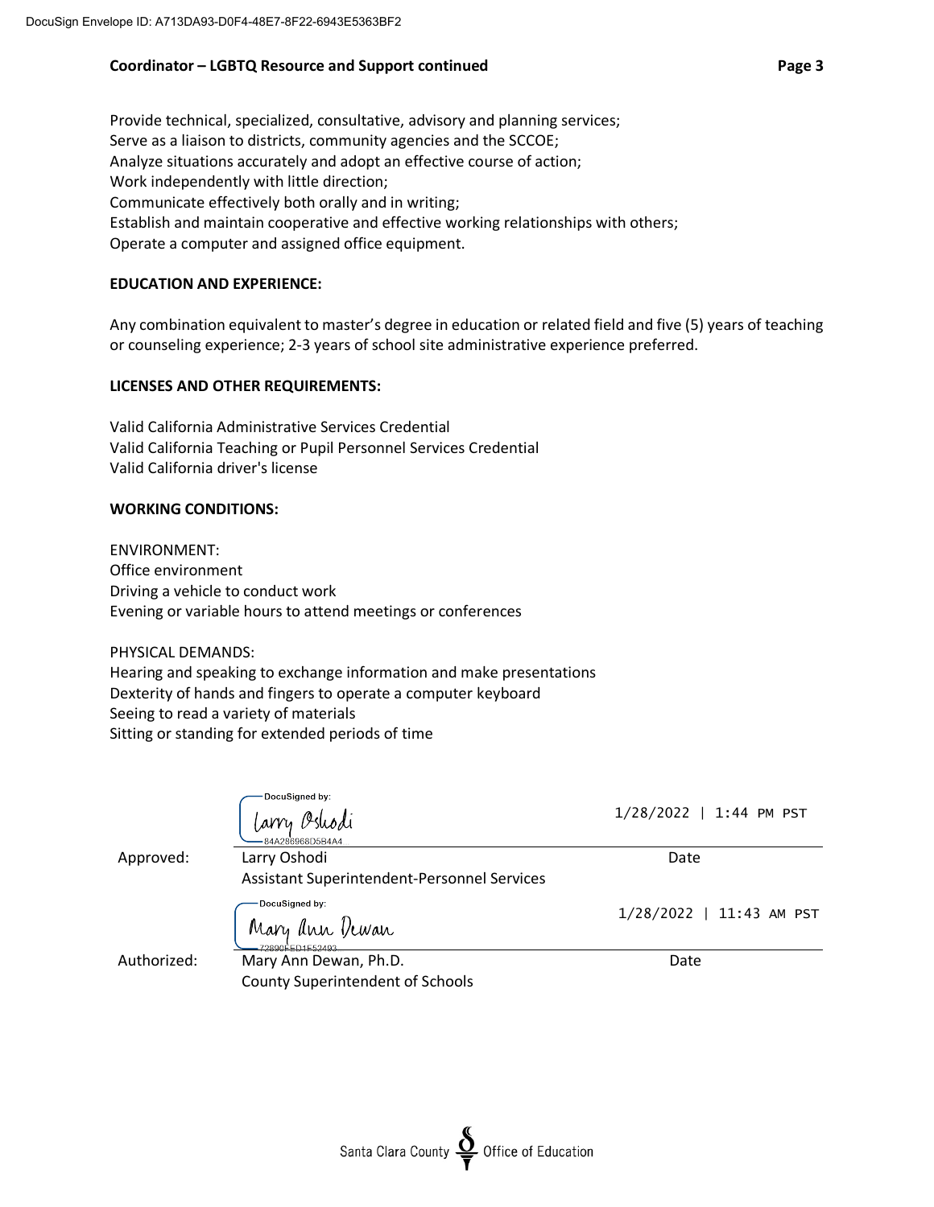Provide technical, specialized, consultative, advisory and planning services;
Serve as a liaison to districts, community agencies and the SCCOE;
Analyze situations accurately and adopt an effective course of action;
Work independently with little direction;
Communicate effectively both orally and in writing;
Establish and maintain cooperative and effective working relationships with others;
Operate a computer and assigned office equipment.

**EDUCATION AND EXPERIENCE:**

Any combination equivalent to master's degree in education or related field and five (5) years of teaching or counseling experience; 2-3 years of school site administrative experience preferred.

**LICENSES AND OTHER REQUIREMENTS:**

Valid California Administrative Services Credential
Valid California Teaching or Pupil Personnel Services Credential
Valid California driver's license

**WORKING CONDITIONS:**

ENVIRONMENT:
Office environment
Driving a vehicle to conduct work
Evening or variable hours to attend meetings or conferences

PHYSICAL DEMANDS:
Hearing and speaking to exchange information and make presentations
Dexterity of hands and fingers to operate a computer keyboard
Seeing to read a variety of materials
Sitting or standing for extended periods of time

| | | |
|---|---|---|
| Approved: | DocuSigned by: Larry Oshodi (84A286968D5B4A4)<br>Larry Oshodi<br>Assistant Superintendent-Personnel Services | 1/28/2022 \| 1:44 PM PST<br>Date |
| Authorized: | DocuSigned by: Mary Ann Dewan (72890FED1F52493)<br>Mary Ann Dewan, Ph.D.<br>County Superintendent of Schools | 1/28/2022 \| 11:43 AM PST<br>Date |

Santa Clara County Office of Education